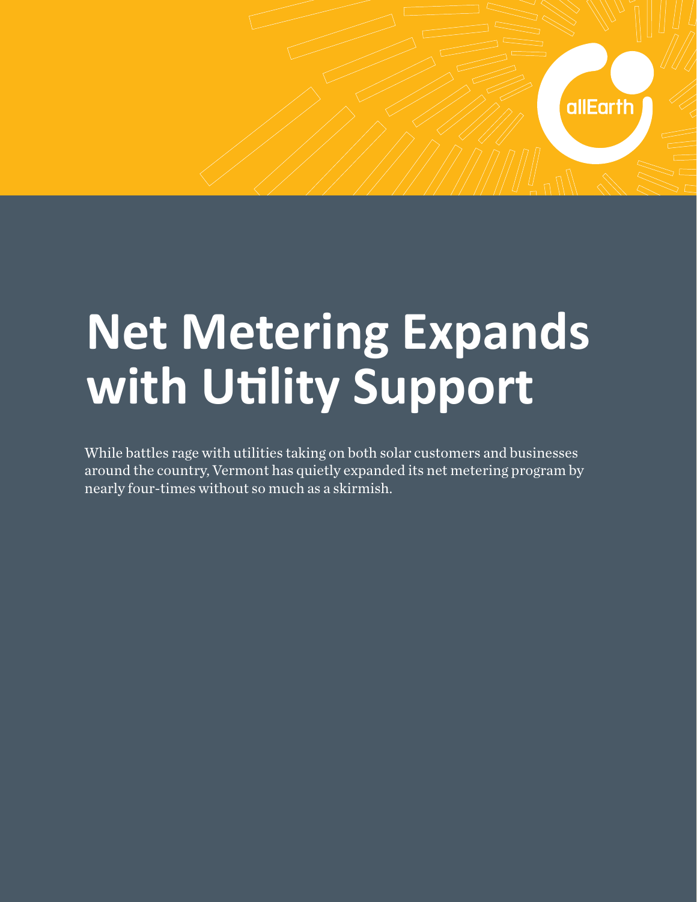# Net Metering Expands with Utility Support

While battles rage with utilities taking on both solar customers and businesses around the country, Vermont has quietly expanded its net metering program by nearly four-times without so much as a skirmish.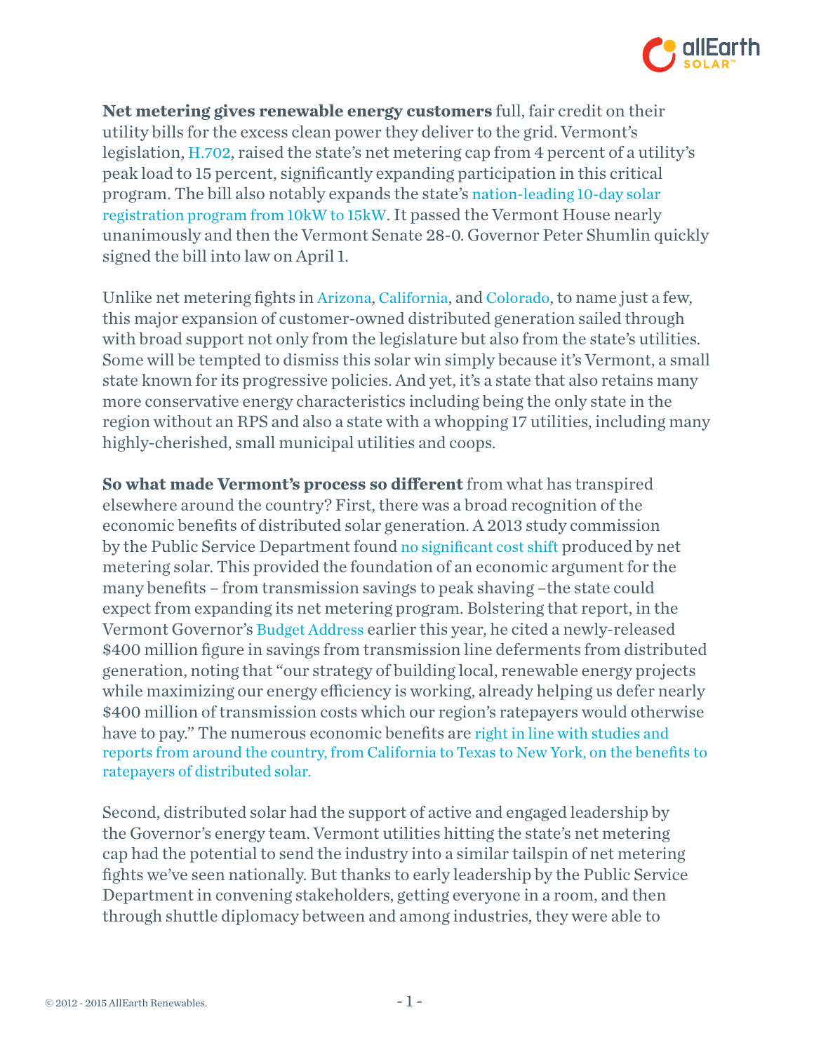**Net metering gives renewable energy customers** full, fair credit on their utility bills for the excess clean power they deliver to the grid. Vermont's legislation, H.702, raised the state's net metering cap from 4 percent of a utility's peak load to 15 percent, significantly expanding participation in this critical program. The bill also notably expands the state's nation-leading 10-day solar registration program from 10kW to 15kW. It passed the Vermont House nearly unanimously and then the Vermont Senate 28-0. Governor Peter Shumlin quickly signed the bill into law on April 1.

Unlike net metering fights in Arizona, California, and Colorado, to name just a few, this major expansion of customer-owned distributed generation sailed through with broad support not only from the legislature but also from the state's utilities. Some will be tempted to dismiss this solar win simply because it's Vermont, a small state known for its progressive policies. And yet, it's a state that also retains many more conservative energy characteristics including being the only state in the region without an RPS and also a state with a whopping 17 utilities, including many highly-cherished, small municipal utilities and coops.

**So what made Vermont's process so different** from what has transpired elsewhere around the country? First, there was a broad recognition of the economic benefits of distributed solar generation. A 2013 study commission by the Public Service Department found no significant cost shift produced by net metering solar. This provided the foundation of an economic argument for the many benefits – from transmission savings to peak shaving –the state could expect from expanding its net metering program. Bolstering that report, in the Vermont Governor's Budget Address earlier this year, he cited a newly-released $400 million figure in savings from transmission line deferments from distributed generation, noting that "our strategy of building local, renewable energy projects while maximizing our energy efficiency is working, already helping us defer nearly $400 million of transmission costs which our region's ratepayers would otherwise have to pay." The numerous economic benefits are right in line with studies and reports from around the country, from California to Texas to New York, on the benefits to ratepayers of distributed solar.

Second, distributed solar had the support of active and engaged leadership by the Governor's energy team. Vermont utilities hitting the state's net metering cap had the potential to send the industry into a similar tailspin of net metering fights we've seen nationally. But thanks to early leadership by the Public Service Department in convening stakeholders, getting everyone in a room, and then through shuttle diplomacy between and among industries, they were able to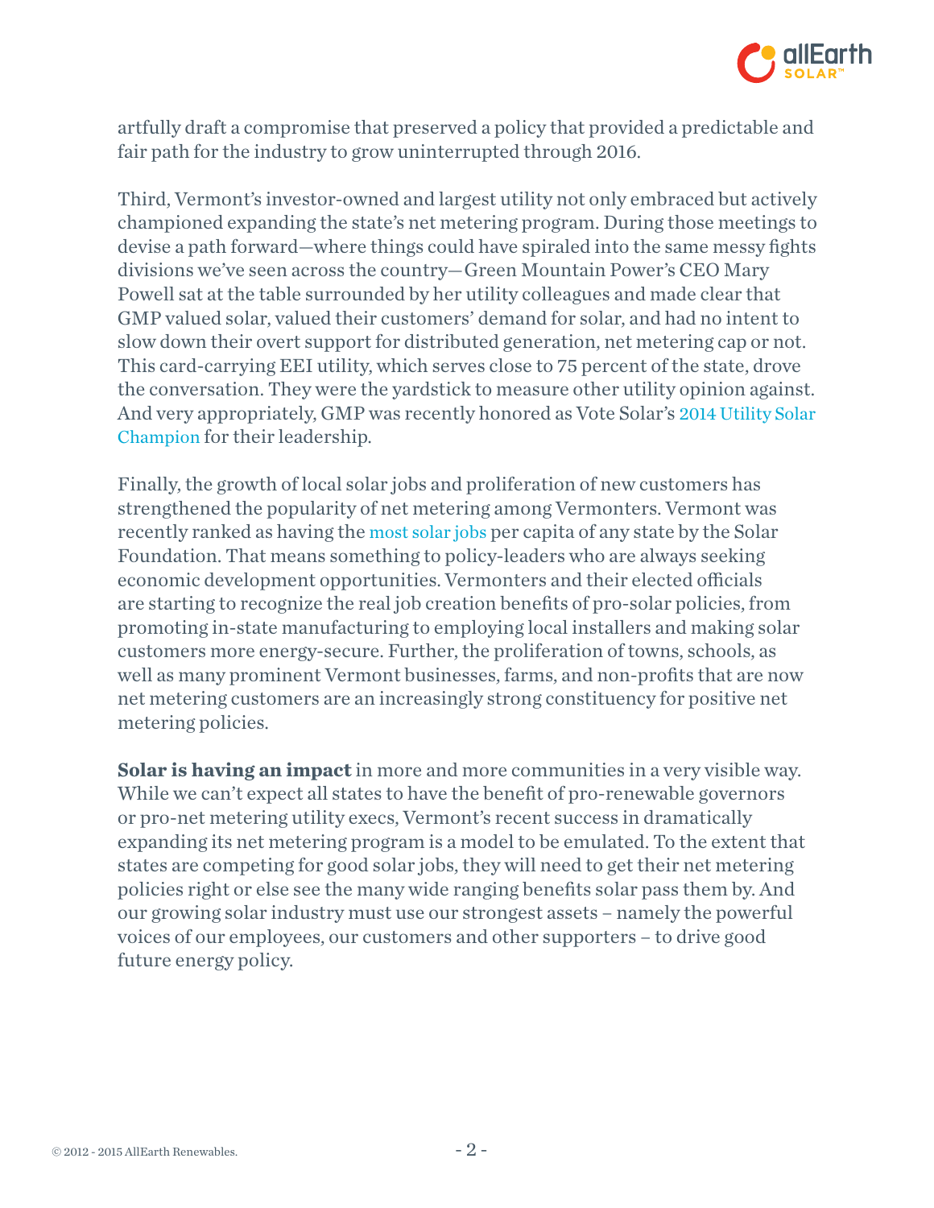artfully draft a compromise that preserved a policy that provided a predictable and fair path for the industry to grow uninterrupted through 2016.

Third, Vermont's investor-owned and largest utility not only embraced but actively championed expanding the state's net metering program. During those meetings to devise a path forward—where things could have spiraled into the same messy fights divisions we've seen across the country—Green Mountain Power's CEO Mary Powell sat at the table surrounded by her utility colleagues and made clear that GMP valued solar, valued their customers' demand for solar, and had no intent to slow down their overt support for distributed generation, net metering cap or not. This card-carrying EEI utility, which serves close to 75 percent of the state, drove the conversation. They were the yardstick to measure other utility opinion against. And very appropriately, GMP was recently honored as Vote Solar's 2014 Utility Solar Champion for their leadership.

Finally, the growth of local solar jobs and proliferation of new customers has strengthened the popularity of net metering among Vermonters. Vermont was recently ranked as having the most solar jobs per capita of any state by the Solar Foundation. That means something to policy-leaders who are always seeking economic development opportunities. Vermonters and their elected officials are starting to recognize the real job creation benefits of pro-solar policies, from promoting in-state manufacturing to employing local installers and making solar customers more energy-secure. Further, the proliferation of towns, schools, as well as many prominent Vermont businesses, farms, and non-profits that are now net metering customers are an increasingly strong constituency for positive net metering policies.

**Solar is having an impact** in more and more communities in a very visible way. While we can't expect all states to have the benefit of pro-renewable governors or pro-net metering utility execs, Vermont's recent success in dramatically expanding its net metering program is a model to be emulated. To the extent that states are competing for good solar jobs, they will need to get their net metering policies right or else see the many wide ranging benefits solar pass them by. And our growing solar industry must use our strongest assets – namely the powerful voices of our employees, our customers and other supporters – to drive good future energy policy.

© 2012 - 2015 AllEarth Renewables.